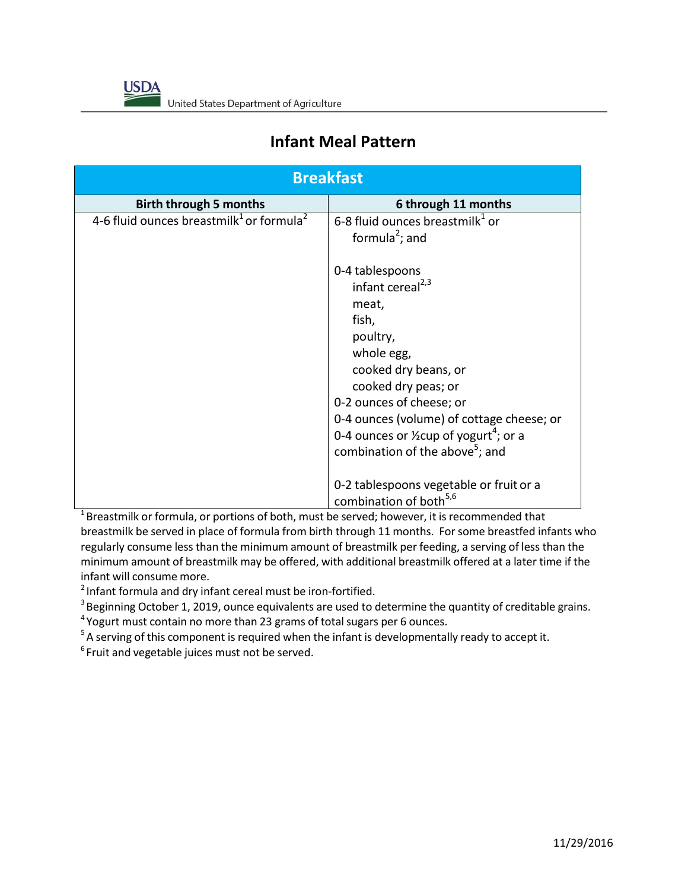# Infant Meal Pattern

| Breakfast | |
|---|---|
| **Birth through 5 months** | **6 through 11 months** |
| 4-6 fluid ounces breastmilk[1] or formula[2] | 6-8 fluid ounces breastmilk[1] or formula[2]; and<br><br>0-4 tablespoons<br>infant cereal[2,3]<br>meat,<br>fish,<br>poultry,<br>whole egg,<br>cooked dry beans, or<br>cooked dry peas; or<br>0-2 ounces of cheese; or<br>0-4 ounces (volume) of cottage cheese; or<br>0-4 ounces or ½cup of yogurt[4]; or a combination of the above[5]; and<br><br>0-2 tablespoons vegetable or fruit or a combination of both[5,6] |

[1] Breastmilk or formula, or portions of both, must be served; however, it is recommended that breastmilk be served in place of formula from birth through 11 months. For some breastfed infants who regularly consume less than the minimum amount of breastmilk per feeding, a serving of less than the minimum amount of breastmilk may be offered, with additional breastmilk offered at a later time if the infant will consume more.

[2] Infant formula and dry infant cereal must be iron-fortified.

[3] Beginning October 1, 2019, ounce equivalents are used to determine the quantity of creditable grains.

[4] Yogurt must contain no more than 23 grams of total sugars per 6 ounces.

[5] A serving of this component is required when the infant is developmentally ready to accept it.

[6] Fruit and vegetable juices must not be served.

11/29/2016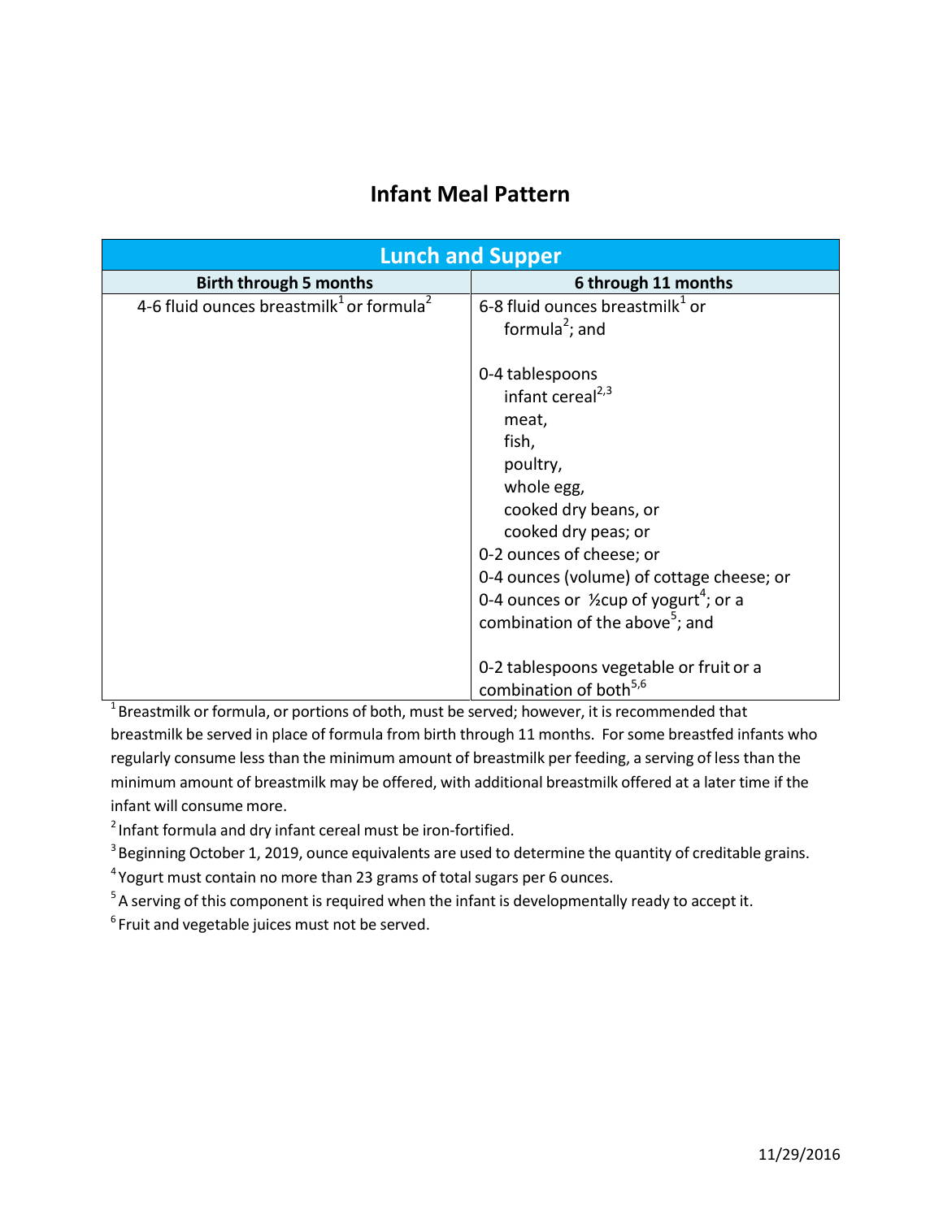# Infant Meal Pattern

| Lunch and Supper | |
|---|---|
| **Birth through 5 months** | **6 through 11 months** |
| 4-6 fluid ounces breastmilk[1] or formula[2] | 6-8 fluid ounces breastmilk[1] or formula[2]; and<br><br>0-4 tablespoons<br>infant cereal[2,3]<br>meat,<br>fish,<br>poultry,<br>whole egg,<br>cooked dry beans, or<br>cooked dry peas; or<br>0-2 ounces of cheese; or<br>0-4 ounces (volume) of cottage cheese; or<br>0-4 ounces or ½cup of yogurt[4]; or a combination of the above[5]; and<br><br>0-2 tablespoons vegetable or fruit or a combination of both[5,6] |

[1] Breastmilk or formula, or portions of both, must be served; however, it is recommended that breastmilk be served in place of formula from birth through 11 months. For some breastfed infants who regularly consume less than the minimum amount of breastmilk per feeding, a serving of less than the minimum amount of breastmilk may be offered, with additional breastmilk offered at a later time if the infant will consume more.

[2] Infant formula and dry infant cereal must be iron-fortified.

[3] Beginning October 1, 2019, ounce equivalents are used to determine the quantity of creditable grains.

[4] Yogurt must contain no more than 23 grams of total sugars per 6 ounces.

[5] A serving of this component is required when the infant is developmentally ready to accept it.

[6] Fruit and vegetable juices must not be served.

11/29/2016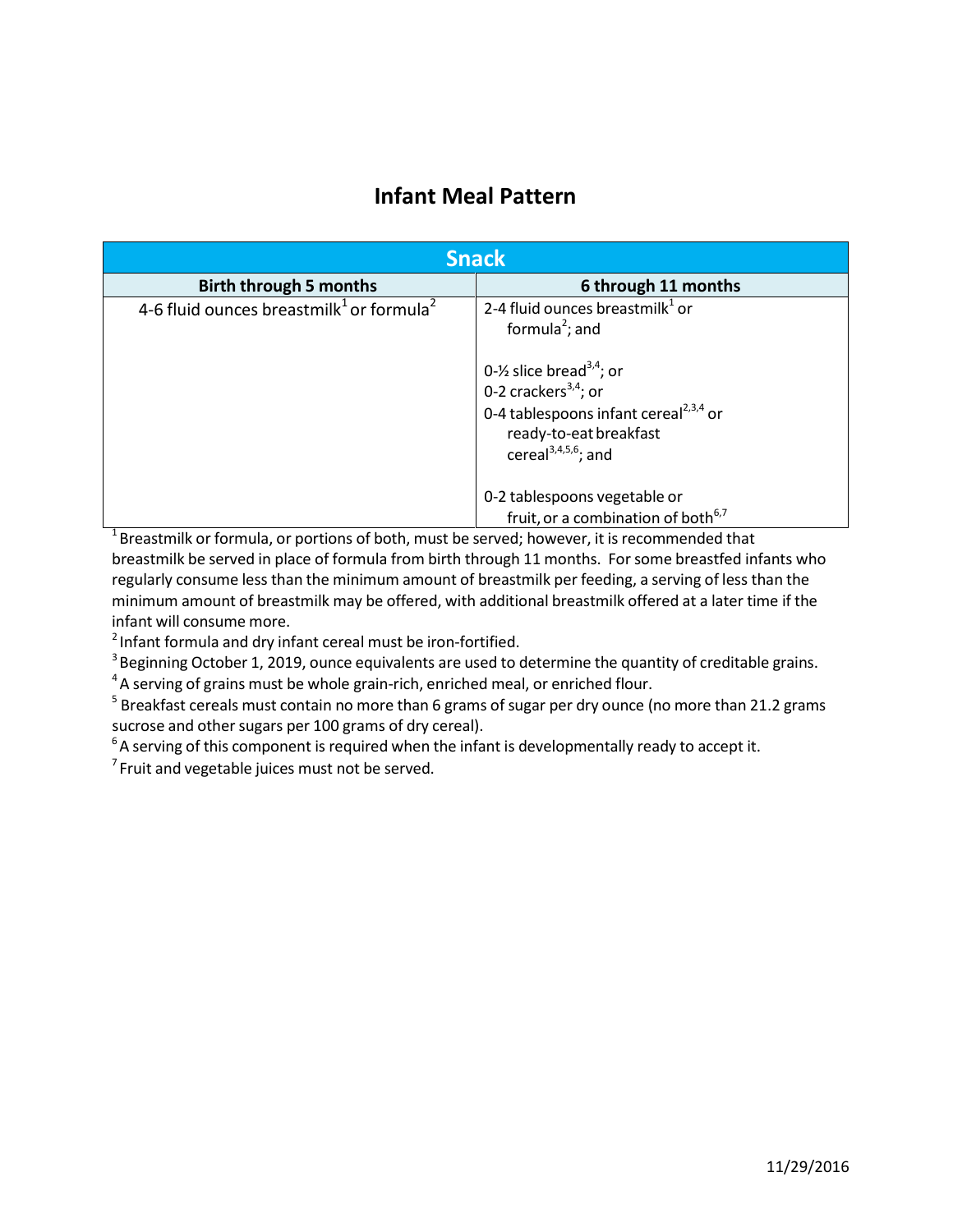# Infant Meal Pattern

| Snack | |
|---|---|
| **Birth through 5 months** | **6 through 11 months** |
| 4-6 fluid ounces breastmilk[1] or formula[2] | 2-4 fluid ounces breastmilk[1] or formula[2]; and<br><br>0-½ slice bread[3,4]; or<br>0-2 crackers[3,4]; or<br>0-4 tablespoons infant cereal[2,3,4] or ready-to-eat breakfast cereal[3,4,5,6]; and<br><br>0-2 tablespoons vegetable or fruit, or a combination of both[6,7] |

[1] Breastmilk or formula, or portions of both, must be served; however, it is recommended that breastmilk be served in place of formula from birth through 11 months. For some breastfed infants who regularly consume less than the minimum amount of breastmilk per feeding, a serving of less than the minimum amount of breastmilk may be offered, with additional breastmilk offered at a later time if the infant will consume more.

[2] Infant formula and dry infant cereal must be iron-fortified.

[3] Beginning October 1, 2019, ounce equivalents are used to determine the quantity of creditable grains.

[4] A serving of grains must be whole grain-rich, enriched meal, or enriched flour.

[5] Breakfast cereals must contain no more than 6 grams of sugar per dry ounce (no more than 21.2 grams sucrose and other sugars per 100 grams of dry cereal).

[6] A serving of this component is required when the infant is developmentally ready to accept it.

[7] Fruit and vegetable juices must not be served.

11/29/2016